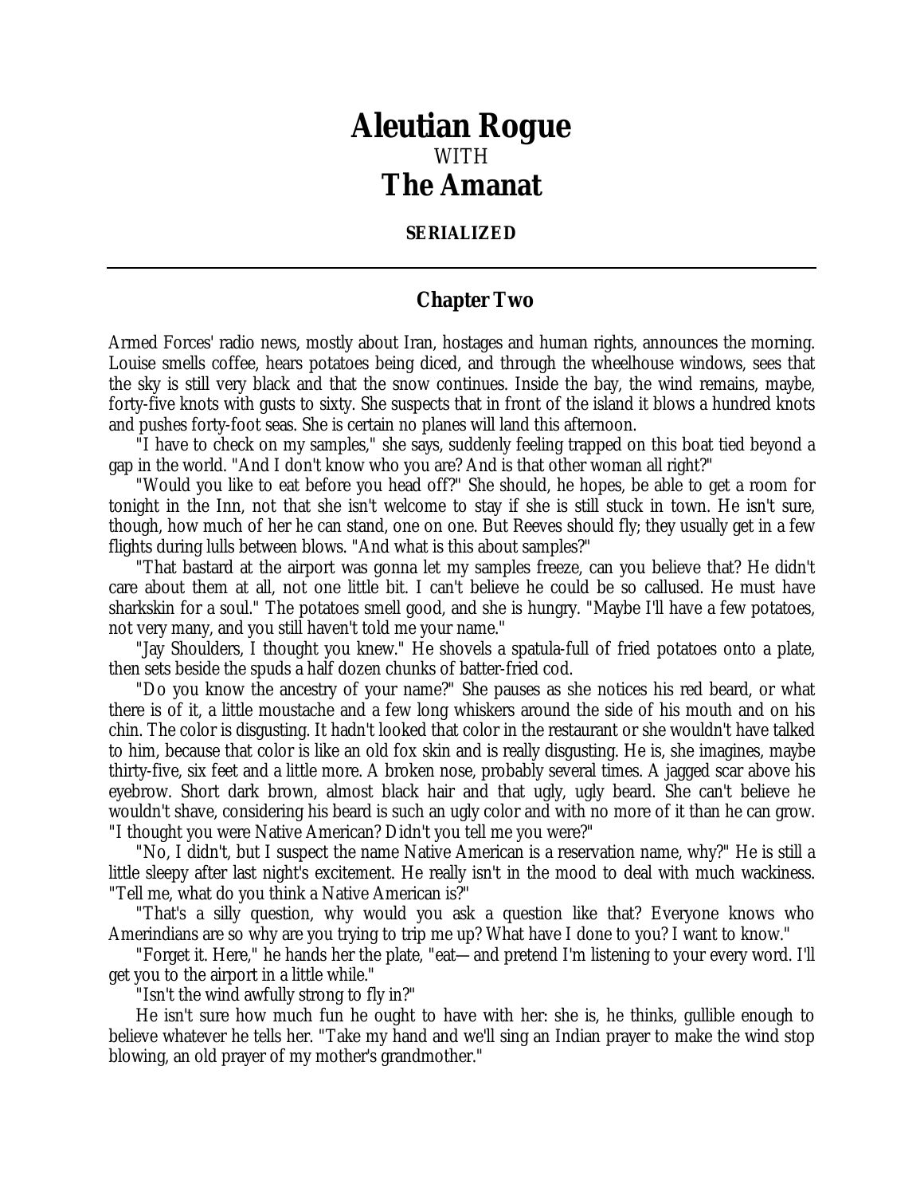# Aleutian Rogue

WITH

# The Amanat

**SERIALIZED**

---

## Chapter Two

Armed Forces' radio news, mostly about Iran, hostages and human rights, announces the morning. Louise smells coffee, hears potatoes being diced, and through the wheelhouse windows, sees that the sky is still very black and that the snow continues. Inside the bay, the wind remains, maybe, forty-five knots with gusts to sixty. She suspects that in front of the island it blows a hundred knots and pushes forty-foot seas. She is certain no planes will land this afternoon.

"I have to check on my samples," she says, suddenly feeling trapped on this boat tied beyond a gap in the world. "And I don't know who you are? And is that other woman all right?"

"Would you like to eat before you head off?" She should, he hopes, be able to get a room for tonight in the Inn, not that she isn't welcome to stay if she is still stuck in town. He isn't sure, though, how much of her he can stand, one on one. But Reeves should fly; they usually get in a few flights during lulls between blows. "And what is this about samples?"

"That bastard at the airport was gonna let my samples freeze, can you believe that? He didn't care about them at all, not one little bit. I can't believe he could be so callused. He must have sharkskin for a soul." The potatoes smell good, and she is hungry. "Maybe I'll have a few potatoes, not very many, and you still haven't told me your name."

"Jay Shoulders, I thought you knew." He shovels a spatula-full of fried potatoes onto a plate, then sets beside the spuds a half dozen chunks of batter-fried cod.

"Do you know the ancestry of your name?" She pauses as she notices his red beard, or what there is of it, a little moustache and a few long whiskers around the side of his mouth and on his chin. The color is disgusting. It hadn't looked that color in the restaurant or she wouldn't have talked to him, because that color is like an old fox skin and is really disgusting. He is, she imagines, maybe thirty-five, six feet and a little more. A broken nose, probably several times. A jagged scar above his eyebrow. Short dark brown, almost black hair and that ugly, ugly beard. She can't believe he wouldn't shave, considering his beard is such an ugly color and with no more of it than he can grow. "I thought you were Native American? Didn't you tell me you were?"

"No, I didn't, but I suspect the name Native American is a reservation name, why?" He is still a little sleepy after last night's excitement. He really isn't in the mood to deal with much wackiness. "Tell me, what do you think a Native American is?"

"That's a silly question, why would you ask a question like that? Everyone knows who Amerindians are so why are you trying to trip me up? What have I done to you? I want to know."

"Forget it. Here," he hands her the plate, "eat—and pretend I'm listening to your every word. I'll get you to the airport in a little while."

"Isn't the wind awfully strong to fly in?"

He isn't sure how much fun he ought to have with her: she is, he thinks, gullible enough to believe whatever he tells her. "Take my hand and we'll sing an Indian prayer to make the wind stop blowing, an old prayer of my mother's grandmother."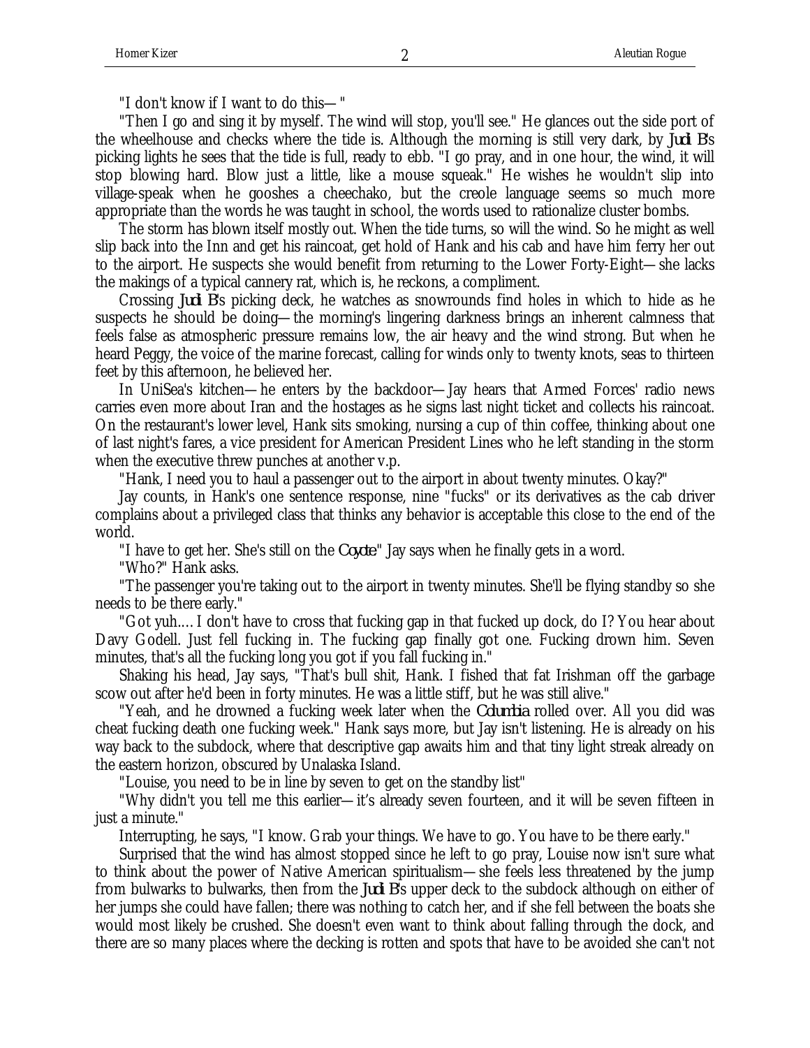"I don't know if I want to do this—"

"Then I go and sing it by myself. The wind will stop, you'll see." He glances out the side port of the wheelhouse and checks where the tide is. Although the morning is still very dark, by *Judi B*'s picking lights he sees that the tide is full, ready to ebb. "I go pray, and in one hour, the wind, it will stop blowing hard. Blow just a little, like a mouse squeak." He wishes he wouldn't slip into village-speak when he gooshes a cheechako, but the creole language seems so much more appropriate than the words he was taught in school, the words used to rationalize cluster bombs.

The storm has blown itself mostly out. When the tide turns, so will the wind. So he might as well slip back into the Inn and get his raincoat, get hold of Hank and his cab and have him ferry her out to the airport. He suspects she would benefit from returning to the Lower Forty-Eight—she lacks the makings of a typical cannery rat, which is, he reckons, a compliment.

Crossing *Judi B*'s picking deck, he watches as snowrounds find holes in which to hide as he suspects he should be doing—the morning's lingering darkness brings an inherent calmness that feels false as atmospheric pressure remains low, the air heavy and the wind strong. But when he heard Peggy, the voice of the marine forecast, calling for winds only to twenty knots, seas to thirteen feet by this afternoon, he believed her.

In UniSea's kitchen—he enters by the backdoor—Jay hears that Armed Forces' radio news carries even more about Iran and the hostages as he signs last night ticket and collects his raincoat. On the restaurant's lower level, Hank sits smoking, nursing a cup of thin coffee, thinking about one of last night's fares, a vice president for American President Lines who he left standing in the storm when the executive threw punches at another v.p.

"Hank, I need you to haul a passenger out to the airport in about twenty minutes. Okay?"

Jay counts, in Hank's one sentence response, nine "fucks" or its derivatives as the cab driver complains about a privileged class that thinks any behavior is acceptable this close to the end of the world.

"I have to get her. She's still on the *Coyote*" Jay says when he finally gets in a word.

"Who?" Hank asks.

"The passenger you're taking out to the airport in twenty minutes. She'll be flying standby so she needs to be there early."

"Got yuh.... I don't have to cross that fucking gap in that fucked up dock, do I? You hear about Davy Godell. Just fell fucking in. The fucking gap finally got one. Fucking drown him. Seven minutes, that's all the fucking long you got if you fall fucking in."

Shaking his head, Jay says, "That's bull shit, Hank. I fished that fat Irishman off the garbage scow out after he'd been in forty minutes. He was a little stiff, but he was still alive."

"Yeah, and he drowned a fucking week later when the *Columbia* rolled over. All you did was cheat fucking death one fucking week." Hank says more, but Jay isn't listening. He is already on his way back to the subdock, where that descriptive gap awaits him and that tiny light streak already on the eastern horizon, obscured by Unalaska Island.

"Louise, you need to be in line by seven to get on the standby list"

"Why didn't you tell me this earlier—it's already seven fourteen, and it will be seven fifteen in just a minute."

Interrupting, he says, "I know. Grab your things. We have to go. You have to be there early."

Surprised that the wind has almost stopped since he left to go pray, Louise now isn't sure what to think about the power of Native American spiritualism—she feels less threatened by the jump from bulwarks to bulwarks, then from the *Judi B*'s upper deck to the subdock although on either of her jumps she could have fallen; there was nothing to catch her, and if she fell between the boats she would most likely be crushed. She doesn't even want to think about falling through the dock, and there are so many places where the decking is rotten and spots that have to be avoided she can't not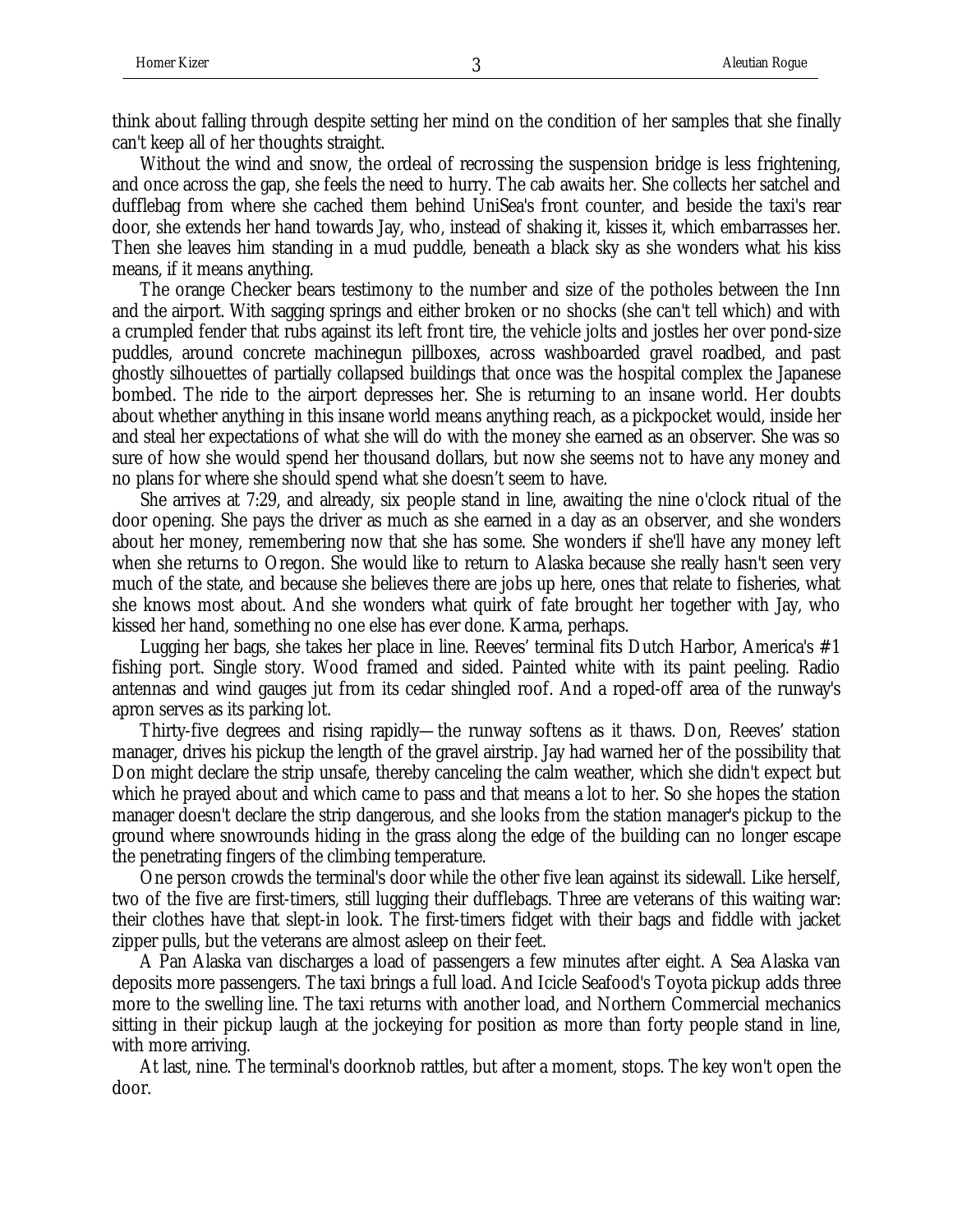think about falling through despite setting her mind on the condition of her samples that she finally can't keep all of her thoughts straight.

Without the wind and snow, the ordeal of recrossing the suspension bridge is less frightening, and once across the gap, she feels the need to hurry. The cab awaits her. She collects her satchel and dufflebag from where she cached them behind UniSea's front counter, and beside the taxi's rear door, she extends her hand towards Jay, who, instead of shaking it, kisses it, which embarrasses her. Then she leaves him standing in a mud puddle, beneath a black sky as she wonders what his kiss means, if it means anything.

The orange Checker bears testimony to the number and size of the potholes between the Inn and the airport. With sagging springs and either broken or no shocks (she can't tell which) and with a crumpled fender that rubs against its left front tire, the vehicle jolts and jostles her over pond-size puddles, around concrete machinegun pillboxes, across washboarded gravel roadbed, and past ghostly silhouettes of partially collapsed buildings that once was the hospital complex the Japanese bombed. The ride to the airport depresses her. She is returning to an insane world. Her doubts about whether anything in this insane world means anything reach, as a pickpocket would, inside her and steal her expectations of what she will do with the money she earned as an observer. She was so sure of how she would spend her thousand dollars, but now she seems not to have any money and no plans for where she should spend what she doesn't seem to have.

She arrives at 7:29, and already, six people stand in line, awaiting the nine o'clock ritual of the door opening. She pays the driver as much as she earned in a day as an observer, and she wonders about her money, remembering now that she has some. She wonders if she'll have any money left when she returns to Oregon. She would like to return to Alaska because she really hasn't seen very much of the state, and because she believes there are jobs up here, ones that relate to fisheries, what she knows most about. And she wonders what quirk of fate brought her together with Jay, who kissed her hand, something no one else has ever done. Karma, perhaps.

Lugging her bags, she takes her place in line. Reeves' terminal fits Dutch Harbor, America's #1 fishing port. Single story. Wood framed and sided. Painted white with its paint peeling. Radio antennas and wind gauges jut from its cedar shingled roof. And a roped-off area of the runway's apron serves as its parking lot.

Thirty-five degrees and rising rapidly—the runway softens as it thaws. Don, Reeves' station manager, drives his pickup the length of the gravel airstrip. Jay had warned her of the possibility that Don might declare the strip unsafe, thereby canceling the calm weather, which she didn't expect but which he prayed about and which came to pass and that means a lot to her. So she hopes the station manager doesn't declare the strip dangerous, and she looks from the station manager's pickup to the ground where snowrounds hiding in the grass along the edge of the building can no longer escape the penetrating fingers of the climbing temperature.

One person crowds the terminal's door while the other five lean against its sidewall. Like herself, two of the five are first-timers, still lugging their dufflebags. Three are veterans of this waiting war: their clothes have that slept-in look. The first-timers fidget with their bags and fiddle with jacket zipper pulls, but the veterans are almost asleep on their feet.

A Pan Alaska van discharges a load of passengers a few minutes after eight. A Sea Alaska van deposits more passengers. The taxi brings a full load. And Icicle Seafood's Toyota pickup adds three more to the swelling line. The taxi returns with another load, and Northern Commercial mechanics sitting in their pickup laugh at the jockeying for position as more than forty people stand in line, with more arriving.

At last, nine. The terminal's doorknob rattles, but after a moment, stops. The key won't open the door.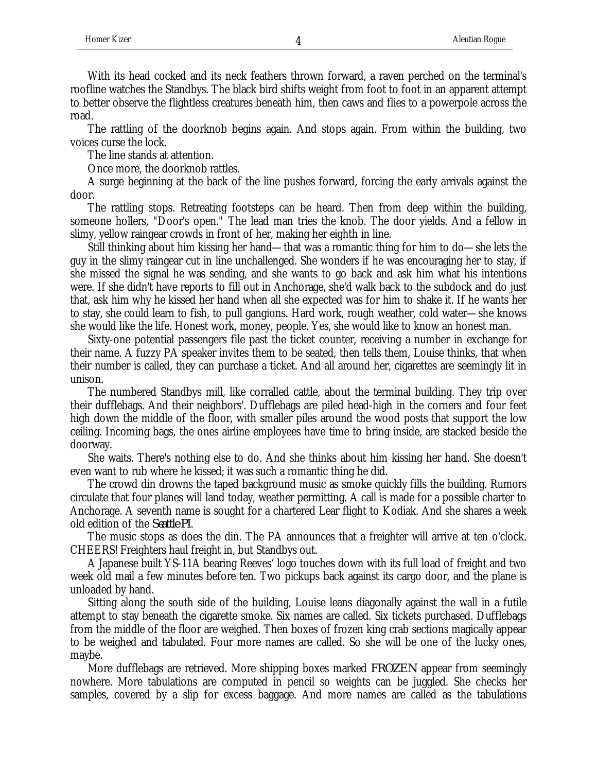With its head cocked and its neck feathers thrown forward, a raven perched on the terminal's roofline watches the Standbys. The black bird shifts weight from foot to foot in an apparent attempt to better observe the flightless creatures beneath him, then caws and flies to a powerpole across the road.

The rattling of the doorknob begins again. And stops again. From within the building, two voices curse the lock.

The line stands at attention.

Once more, the doorknob rattles.

A surge beginning at the back of the line pushes forward, forcing the early arrivals against the door.

The rattling stops. Retreating footsteps can be heard. Then from deep within the building, someone hollers, "Door's open." The lead man tries the knob. The door yields. And a fellow in slimy, yellow raingear crowds in front of her, making her eighth in line.

Still thinking about him kissing her hand—that was a romantic thing for him to do—she lets the guy in the slimy raingear cut in line unchallenged. She wonders if he was encouraging her to stay, if she missed the signal he was sending, and she wants to go back and ask him what his intentions were. If she didn't have reports to fill out in Anchorage, she'd walk back to the subdock and do just that, ask him why he kissed her hand when all she expected was for him to shake it. If he wants her to stay, she could learn to fish, to pull gangions. Hard work, rough weather, cold water—she knows she would like the life. Honest work, money, people. Yes, she would like to know an honest man.

Sixty-one potential passengers file past the ticket counter, receiving a number in exchange for their name. A fuzzy PA speaker invites them to be seated, then tells them, Louise thinks, that when their number is called, they can purchase a ticket. And all around her, cigarettes are seemingly lit in unison.

The numbered Standbys mill, like corralled cattle, about the terminal building. They trip over their dufflebags. And their neighbors'. Dufflebags are piled head-high in the corners and four feet high down the middle of the floor, with smaller piles around the wood posts that support the low ceiling. Incoming bags, the ones airline employees have time to bring inside, are stacked beside the doorway.

She waits. There's nothing else to do. And she thinks about him kissing her hand. She doesn't even want to rub where he kissed; it was such a romantic thing he did.

The crowd din drowns the taped background music as smoke quickly fills the building. Rumors circulate that four planes will land today, weather permitting. A call is made for a possible charter to Anchorage. A seventh name is sought for a chartered Lear flight to Kodiak. And she shares a week old edition of the *Seattle PI*.

The music stops as does the din. The PA announces that a freighter will arrive at ten o'clock. CHEERS! Freighters haul freight in, but Standbys out.

A Japanese built YS-11A bearing Reeves' logo touches down with its full load of freight and two week old mail a few minutes before ten. Two pickups back against its cargo door, and the plane is unloaded by hand.

Sitting along the south side of the building, Louise leans diagonally against the wall in a futile attempt to stay beneath the cigarette smoke. Six names are called. Six tickets purchased. Dufflebags from the middle of the floor are weighed. Then boxes of frozen king crab sections magically appear to be weighed and tabulated. Four more names are called. So she will be one of the lucky ones, maybe.

More dufflebags are retrieved. More shipping boxes marked FROZEN appear from seemingly nowhere. More tabulations are computed in pencil so weights can be juggled. She checks her samples, covered by a slip for excess baggage. And more names are called as the tabulations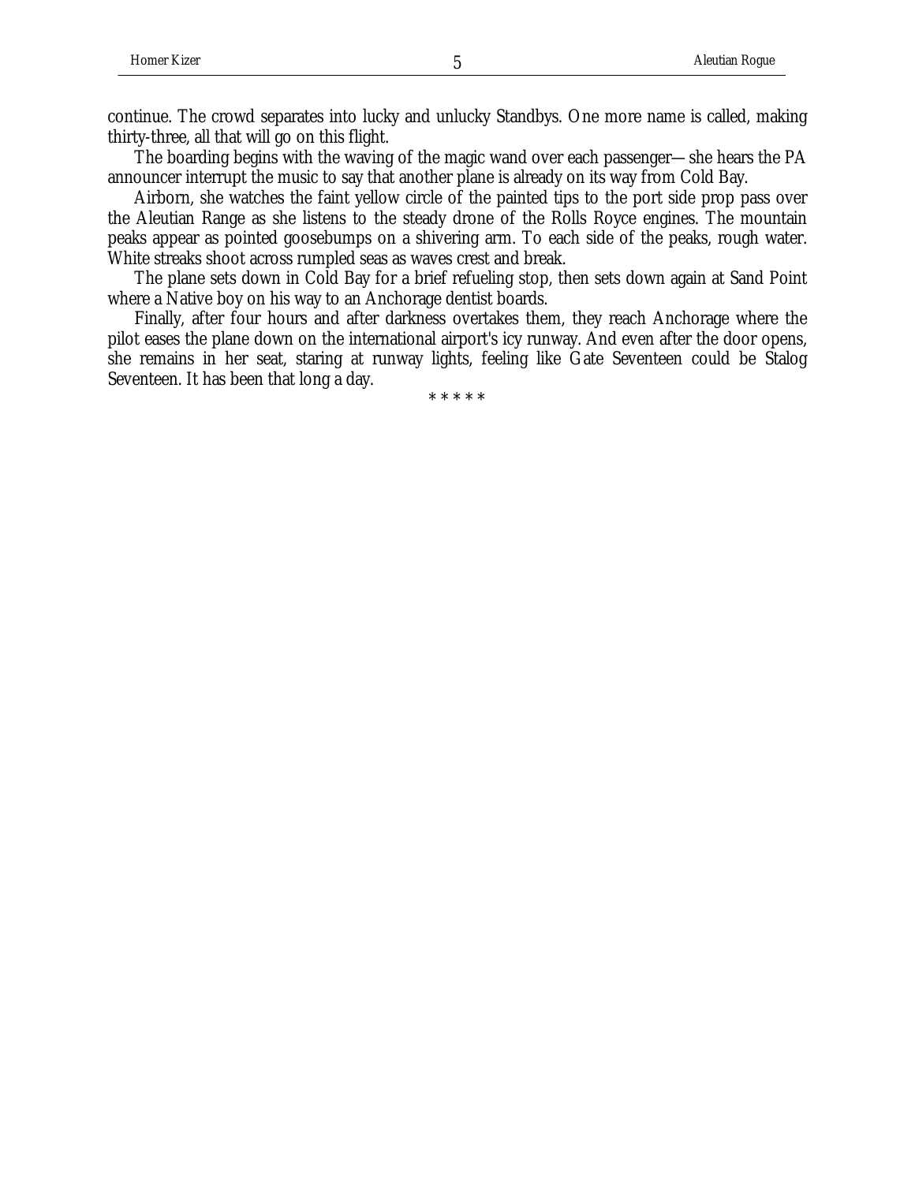continue. The crowd separates into lucky and unlucky Standbys. One more name is called, making thirty-three, all that will go on this flight.

The boarding begins with the waving of the magic wand over each passenger—she hears the PA announcer interrupt the music to say that another plane is already on its way from Cold Bay.

Airborn, she watches the faint yellow circle of the painted tips to the port side prop pass over the Aleutian Range as she listens to the steady drone of the Rolls Royce engines. The mountain peaks appear as pointed goosebumps on a shivering arm. To each side of the peaks, rough water. White streaks shoot across rumpled seas as waves crest and break.

The plane sets down in Cold Bay for a brief refueling stop, then sets down again at Sand Point where a Native boy on his way to an Anchorage dentist boards.

Finally, after four hours and after darkness overtakes them, they reach Anchorage where the pilot eases the plane down on the international airport's icy runway. And even after the door opens, she remains in her seat, staring at runway lights, feeling like Gate Seventeen could be Stalog Seventeen. It has been that long a day.

\* \* \* \* \*